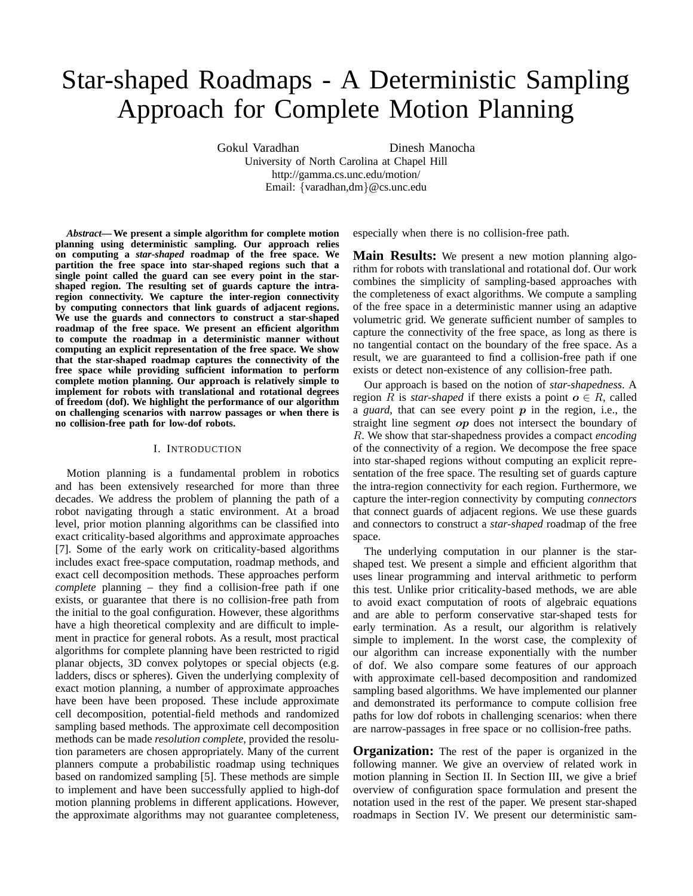# Star-shaped Roadmaps - A Deterministic Sampling Approach for Complete Motion Planning

Gokul Varadhan Dinesh Manocha
University of North Carolina at Chapel Hill
http://gamma.cs.unc.edu/motion/
Email: {varadhan,dm}@cs.unc.edu

***Abstract*— We present a simple algorithm for complete motion planning using deterministic sampling. Our approach relies on computing a *star-shaped* roadmap of the free space. We partition the free space into star-shaped regions such that a single point called the guard can see every point in the star-shaped region. The resulting set of guards capture the intra-region connectivity. We capture the inter-region connectivity by computing connectors that link guards of adjacent regions. We use the guards and connectors to construct a star-shaped roadmap of the free space. We present an efficient algorithm to compute the roadmap in a deterministic manner without computing an explicit representation of the free space. We show that the star-shaped roadmap captures the connectivity of the free space while providing sufficient information to perform complete motion planning. Our approach is relatively simple to implement for robots with translational and rotational degrees of freedom (dof). We highlight the performance of our algorithm on challenging scenarios with narrow passages or when there is no collision-free path for low-dof robots.**

## I. Introduction

Motion planning is a fundamental problem in robotics and has been extensively researched for more than three decades. We address the problem of planning the path of a robot navigating through a static environment. At a broad level, prior motion planning algorithms can be classified into exact criticality-based algorithms and approximate approaches [7]. Some of the early work on criticality-based algorithms includes exact free-space computation, roadmap methods, and exact cell decomposition methods. These approaches perform *complete* planning – they find a collision-free path if one exists, or guarantee that there is no collision-free path from the initial to the goal configuration. However, these algorithms have a high theoretical complexity and are difficult to implement in practice for general robots. As a result, most practical algorithms for complete planning have been restricted to rigid planar objects, 3D convex polytopes or special objects (e.g. ladders, discs or spheres). Given the underlying complexity of exact motion planning, a number of approximate approaches have been have been proposed. These include approximate cell decomposition, potential-field methods and randomized sampling based methods. The approximate cell decomposition methods can be made *resolution complete*, provided the resolution parameters are chosen appropriately. Many of the current planners compute a probabilistic roadmap using techniques based on randomized sampling [5]. These methods are simple to implement and have been successfully applied to high-dof motion planning problems in different applications. However, the approximate algorithms may not guarantee completeness, especially when there is no collision-free path.

**Main Results:** We present a new motion planning algorithm for robots with translational and rotational dof. Our work combines the simplicity of sampling-based approaches with the completeness of exact algorithms. We compute a sampling of the free space in a deterministic manner using an adaptive volumetric grid. We generate sufficient number of samples to capture the connectivity of the free space, as long as there is no tangential contact on the boundary of the free space. As a result, we are guaranteed to find a collision-free path if one exists or detect non-existence of any collision-free path.

Our approach is based on the notion of *star-shapedness*. A region $R$ is *star-shaped* if there exists a point $\boldsymbol{o} \in R$, called a *guard*, that can see every point $\boldsymbol{p}$ in the region, i.e., the straight line segment $\boldsymbol{op}$ does not intersect the boundary of $R$. We show that star-shapedness provides a compact *encoding* of the connectivity of a region. We decompose the free space into star-shaped regions without computing an explicit representation of the free space. The resulting set of guards capture the intra-region connectivity for each region. Furthermore, we capture the inter-region connectivity by computing *connectors* that connect guards of adjacent regions. We use these guards and connectors to construct a *star-shaped* roadmap of the free space.

The underlying computation in our planner is the star-shaped test. We present a simple and efficient algorithm that uses linear programming and interval arithmetic to perform this test. Unlike prior criticality-based methods, we are able to avoid exact computation of roots of algebraic equations and are able to perform conservative star-shaped tests for early termination. As a result, our algorithm is relatively simple to implement. In the worst case, the complexity of our algorithm can increase exponentially with the number of dof. We also compare some features of our approach with approximate cell-based decomposition and randomized sampling based algorithms. We have implemented our planner and demonstrated its performance to compute collision free paths for low dof robots in challenging scenarios: when there are narrow-passages in free space or no collision-free paths.

**Organization:** The rest of the paper is organized in the following manner. We give an overview of related work in motion planning in Section II. In Section III, we give a brief overview of configuration space formulation and present the notation used in the rest of the paper. We present star-shaped roadmaps in Section IV. We present our deterministic sam-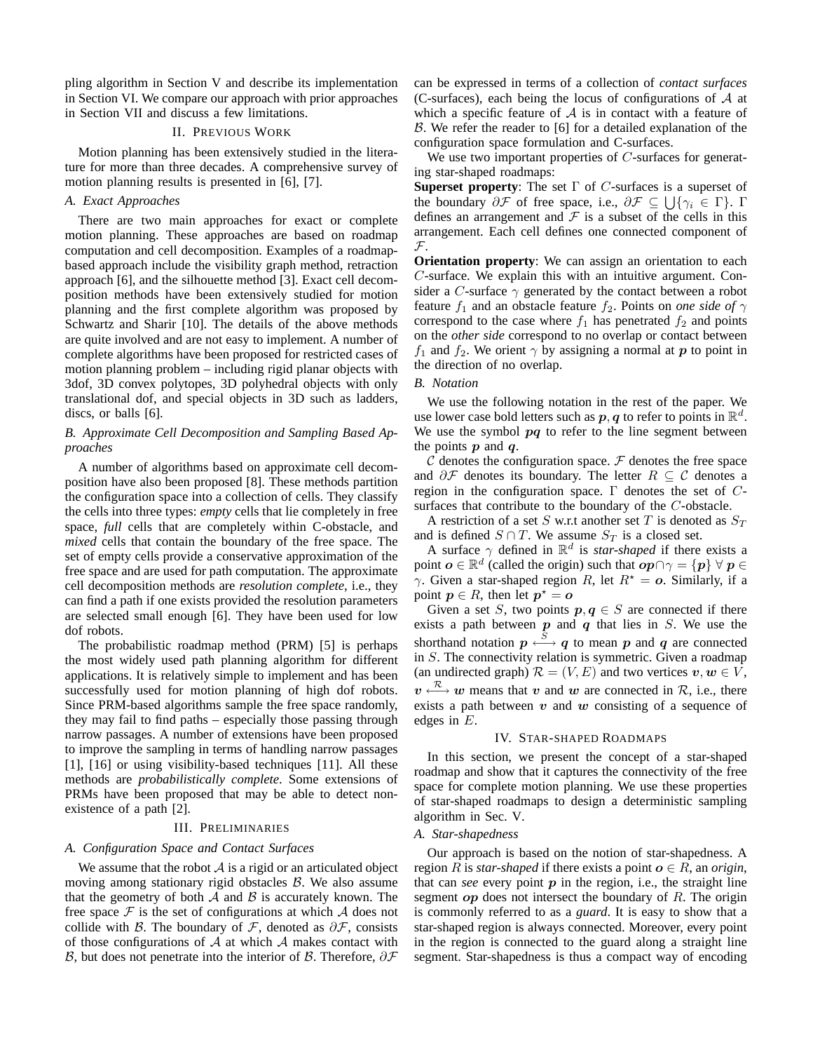pling algorithm in Section V and describe its implementation in Section VI. We compare our approach with prior approaches in Section VII and discuss a few limitations.

## II. Previous Work

Motion planning has been extensively studied in the literature for more than three decades. A comprehensive survey of motion planning results is presented in [6], [7].

### A. Exact Approaches

There are two main approaches for exact or complete motion planning. These approaches are based on roadmap computation and cell decomposition. Examples of a roadmap-based approach include the visibility graph method, retraction approach [6], and the silhouette method [3]. Exact cell decomposition methods have been extensively studied for motion planning and the first complete algorithm was proposed by Schwartz and Sharir [10]. The details of the above methods are quite involved and are not easy to implement. A number of complete algorithms have been proposed for restricted cases of motion planning problem – including rigid planar objects with 3dof, 3D convex polytopes, 3D polyhedral objects with only translational dof, and special objects in 3D such as ladders, discs, or balls [6].

### B. Approximate Cell Decomposition and Sampling Based Approaches

A number of algorithms based on approximate cell decomposition have also been proposed [8]. These methods partition the configuration space into a collection of cells. They classify the cells into three types: *empty* cells that lie completely in free space, *full* cells that are completely within C-obstacle, and *mixed* cells that contain the boundary of the free space. The set of empty cells provide a conservative approximation of the free space and are used for path computation. The approximate cell decomposition methods are *resolution complete*, i.e., they can find a path if one exists provided the resolution parameters are selected small enough [6]. They have been used for low dof robots.

The probabilistic roadmap method (PRM) [5] is perhaps the most widely used path planning algorithm for different applications. It is relatively simple to implement and has been successfully used for motion planning of high dof robots. Since PRM-based algorithms sample the free space randomly, they may fail to find paths – especially those passing through narrow passages. A number of extensions have been proposed to improve the sampling in terms of handling narrow passages [1], [16] or using visibility-based techniques [11]. All these methods are *probabilistically complete*. Some extensions of PRMs have been proposed that may be able to detect non-existence of a path [2].

## III. Preliminaries

### A. Configuration Space and Contact Surfaces

We assume that the robot $\mathcal{A}$ is a rigid or an articulated object moving among stationary rigid obstacles $\mathcal{B}$. We also assume that the geometry of both $\mathcal{A}$ and $\mathcal{B}$ is accurately known. The free space $\mathcal{F}$ is the set of configurations at which $\mathcal{A}$ does not collide with $\mathcal{B}$. The boundary of $\mathcal{F}$, denoted as $\partial\mathcal{F}$, consists of those configurations of $\mathcal{A}$ at which $\mathcal{A}$ makes contact with $\mathcal{B}$, but does not penetrate into the interior of $\mathcal{B}$. Therefore, $\partial\mathcal{F}$ can be expressed in terms of a collection of *contact surfaces* (C-surfaces), each being the locus of configurations of $\mathcal{A}$ at which a specific feature of $\mathcal{A}$ is in contact with a feature of $\mathcal{B}$. We refer the reader to [6] for a detailed explanation of the configuration space formulation and C-surfaces.

We use two important properties of $C$-surfaces for generating star-shaped roadmaps:

**Superset property**: The set $\Gamma$ of $C$-surfaces is a superset of the boundary $\partial\mathcal{F}$ of free space, i.e., $\partial\mathcal{F} \subseteq \bigcup\{\gamma_i \in \Gamma\}$. $\Gamma$ defines an arrangement and $\mathcal{F}$ is a subset of the cells in this arrangement. Each cell defines one connected component of $\mathcal{F}$.

**Orientation property**: We can assign an orientation to each $C$-surface. We explain this with an intuitive argument. Consider a $C$-surface $\gamma$ generated by the contact between a robot feature $f_1$ and an obstacle feature $f_2$. Points on *one side of* $\gamma$ correspond to the case where $f_1$ has penetrated $f_2$ and points on the *other side* correspond to no overlap or contact between $f_1$ and $f_2$. We orient $\gamma$ by assigning a normal at $\boldsymbol{p}$ to point in the direction of no overlap.

### B. Notation

We use the following notation in the rest of the paper. We use lower case bold letters such as $\boldsymbol{p}, \boldsymbol{q}$ to refer to points in $\mathbb{R}^d$. We use the symbol $\boldsymbol{pq}$ to refer to the line segment between the points $\boldsymbol{p}$ and $\boldsymbol{q}$.

$\mathcal{C}$ denotes the configuration space. $\mathcal{F}$ denotes the free space and $\partial\mathcal{F}$ denotes its boundary. The letter $R \subseteq \mathcal{C}$ denotes a region in the configuration space. $\Gamma$ denotes the set of $C$-surfaces that contribute to the boundary of the $C$-obstacle.

A restriction of a set $S$ w.r.t another set $T$ is denoted as $S_T$ and is defined $S \cap T$. We assume $S_T$ is a closed set.

A surface $\gamma$ defined in $\mathbb{R}^d$ is *star-shaped* if there exists a point $\boldsymbol{o} \in \mathbb{R}^d$ (called the origin) such that $\boldsymbol{op} \cap \gamma = \{\boldsymbol{p}\}\ \forall\ \boldsymbol{p} \in \gamma$. Given a star-shaped region $R$, let $R^\star = \boldsymbol{o}$. Similarly, if a point $\boldsymbol{p} \in R$, then let $\boldsymbol{p}^\star = \boldsymbol{o}$

Given a set $S$, two points $\boldsymbol{p}, \boldsymbol{q} \in S$ are connected if there exists a path between $\boldsymbol{p}$ and $\boldsymbol{q}$ that lies in $S$. We use the shorthand notation $\boldsymbol{p} \overset{S}{\longleftrightarrow} \boldsymbol{q}$ to mean $\boldsymbol{p}$ and $\boldsymbol{q}$ are connected in $S$. The connectivity relation is symmetric. Given a roadmap (an undirected graph) $\mathcal{R} = (V, E)$ and two vertices $\boldsymbol{v}, \boldsymbol{w} \in V$, $\boldsymbol{v} \overset{\mathcal{R}}{\longleftrightarrow} \boldsymbol{w}$ means that $\boldsymbol{v}$ and $\boldsymbol{w}$ are connected in $\mathcal{R}$, i.e., there exists a path between $\boldsymbol{v}$ and $\boldsymbol{w}$ consisting of a sequence of edges in $E$.

## IV. Star-shaped Roadmaps

In this section, we present the concept of a star-shaped roadmap and show that it captures the connectivity of the free space for complete motion planning. We use these properties of star-shaped roadmaps to design a deterministic sampling algorithm in Sec. V.

### A. Star-shapedness

Our approach is based on the notion of star-shapedness. A region $R$ is *star-shaped* if there exists a point $\boldsymbol{o} \in R$, an *origin*, that can *see* every point $\boldsymbol{p}$ in the region, i.e., the straight line segment $\boldsymbol{op}$ does not intersect the boundary of $R$. The origin is commonly referred to as a *guard*. It is easy to show that a star-shaped region is always connected. Moreover, every point in the region is connected to the guard along a straight line segment. Star-shapedness is thus a compact way of encoding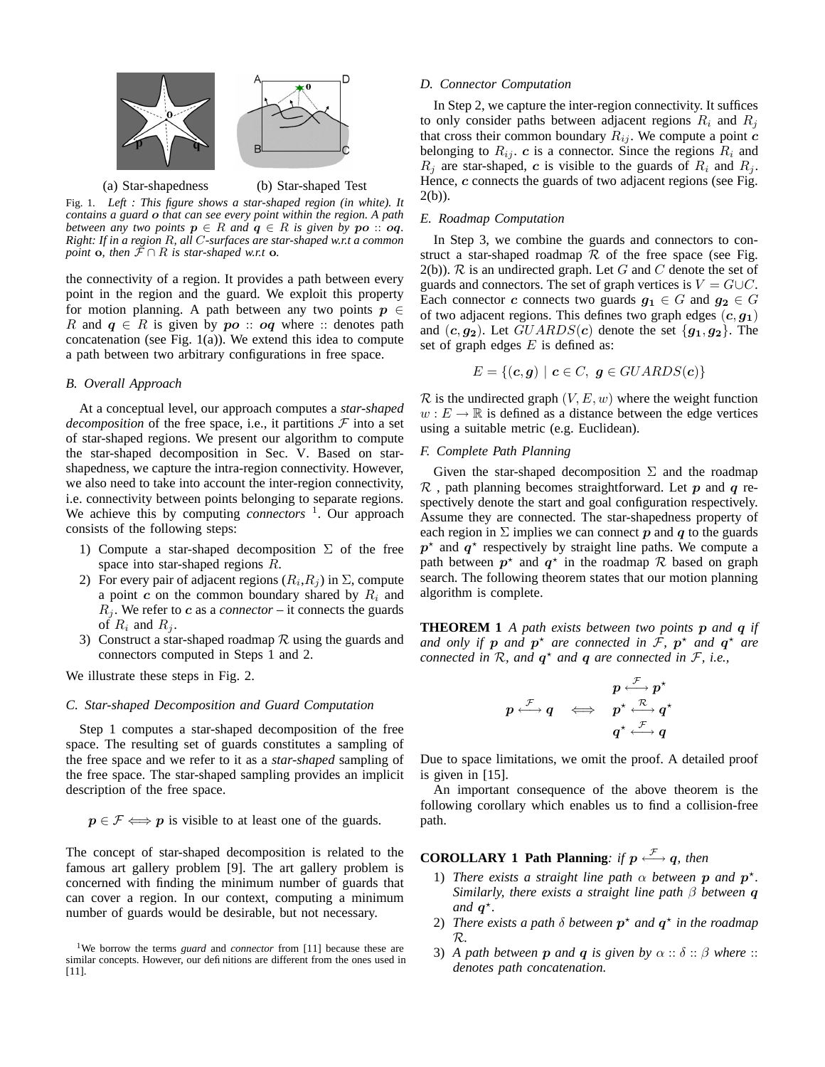(a) Star-shapedness (b) Star-shaped Test

Fig. 1. *Left : This figure shows a star-shaped region (in white). It contains a guard $\boldsymbol{o}$ that can see every point within the region. A path between any two points $\boldsymbol{p} \in R$ and $\boldsymbol{q} \in R$ is given by $\boldsymbol{po} :: \boldsymbol{oq}$. Right: If in a region $R$, all $C$-surfaces are star-shaped w.r.t a common point $\mathbf{o}$, then $\mathcal{F} \cap R$ is star-shaped w.r.t $\mathbf{o}$.*

the connectivity of a region. It provides a path between every point in the region and the guard. We exploit this property for motion planning. A path between any two points $\boldsymbol{p} \in R$ and $\boldsymbol{q} \in R$ is given by $\boldsymbol{po} :: \boldsymbol{oq}$ where $::$ denotes path concatenation (see Fig. 1(a)). We extend this idea to compute a path between two arbitrary configurations in free space.

### B. Overall Approach

At a conceptual level, our approach computes a *star-shaped decomposition* of the free space, i.e., it partitions $\mathcal{F}$ into a set of star-shaped regions. We present our algorithm to compute the star-shaped decomposition in Sec. V. Based on star-shapedness, we capture the intra-region connectivity. However, we also need to take into account the inter-region connectivity, i.e. connectivity between points belonging to separate regions. We achieve this by computing *connectors* [1]. Our approach consists of the following steps:

1) Compute a star-shaped decomposition $\Sigma$ of the free space into star-shaped regions $R$.
2) For every pair of adjacent regions ($R_i$,$R_j$) in $\Sigma$, compute a point $\boldsymbol{c}$ on the common boundary shared by $R_i$ and $R_j$. We refer to $\boldsymbol{c}$ as a *connector* – it connects the guards of $R_i$ and $R_j$.
3) Construct a star-shaped roadmap $\mathcal{R}$ using the guards and connectors computed in Steps 1 and 2.

We illustrate these steps in Fig. 2.

### C. Star-shaped Decomposition and Guard Computation

Step 1 computes a star-shaped decomposition of the free space. The resulting set of guards constitutes a sampling of the free space and we refer to it as a *star-shaped* sampling of the free space. The star-shaped sampling provides an implicit description of the free space.

$$\boldsymbol{p} \in \mathcal{F} \Longleftrightarrow \boldsymbol{p} \text{ is visible to at least one of the guards.}$$

The concept of star-shaped decomposition is related to the famous art gallery problem [9]. The art gallery problem is concerned with finding the minimum number of guards that can cover a region. In our context, computing a minimum number of guards would be desirable, but not necessary.

[1]We borrow the terms *guard* and *connector* from [11] because these are similar concepts. However, our definitions are different from the ones used in [11].

### D. Connector Computation

In Step 2, we capture the inter-region connectivity. It suffices to only consider paths between adjacent regions $R_i$ and $R_j$ that cross their common boundary $R_{ij}$. We compute a point $\boldsymbol{c}$ belonging to $R_{ij}$. $\boldsymbol{c}$ is a connector. Since the regions $R_i$ and $R_j$ are star-shaped, $\boldsymbol{c}$ is visible to the guards of $R_i$ and $R_j$. Hence, $\boldsymbol{c}$ connects the guards of two adjacent regions (see Fig. 2(b)).

### E. Roadmap Computation

In Step 3, we combine the guards and connectors to construct a star-shaped roadmap $\mathcal{R}$ of the free space (see Fig. 2(b)). $\mathcal{R}$ is an undirected graph. Let $G$ and $C$ denote the set of guards and connectors. The set of graph vertices is $V = G \cup C$. Each connector $\boldsymbol{c}$ connects two guards $\boldsymbol{g_1} \in G$ and $\boldsymbol{g_2} \in G$ of two adjacent regions. This defines two graph edges $(\boldsymbol{c}, \boldsymbol{g_1})$ and $(\boldsymbol{c}, \boldsymbol{g_2})$. Let $GUARDS(\boldsymbol{c})$ denote the set $\{\boldsymbol{g_1}, \boldsymbol{g_2}\}$. The set of graph edges $E$ is defined as:

$$E = \{(\boldsymbol{c}, \boldsymbol{g}) \mid \boldsymbol{c} \in C, \ \boldsymbol{g} \in GUARDS(\boldsymbol{c})\}$$

$\mathcal{R}$ is the undirected graph $(V, E, w)$ where the weight function $w : E \to \mathbb{R}$ is defined as a distance between the edge vertices using a suitable metric (e.g. Euclidean).

### F. Complete Path Planning

Given the star-shaped decomposition $\Sigma$ and the roadmap $\mathcal{R}$ , path planning becomes straightforward. Let $\boldsymbol{p}$ and $\boldsymbol{q}$ respectively denote the start and goal configuration respectively. Assume they are connected. The star-shapedness property of each region in $\Sigma$ implies we can connect $\boldsymbol{p}$ and $\boldsymbol{q}$ to the guards $\boldsymbol{p}^\star$ and $\boldsymbol{q}^\star$ respectively by straight line paths. We compute a path between $\boldsymbol{p}^\star$ and $\boldsymbol{q}^\star$ in the roadmap $\mathcal{R}$ based on graph search. The following theorem states that our motion planning algorithm is complete.

**THEOREM 1** *A path exists between two points $\boldsymbol{p}$ and $\boldsymbol{q}$ if and only if $\boldsymbol{p}$ and $\boldsymbol{p}^\star$ are connected in $\mathcal{F}$, $\boldsymbol{p}^\star$ and $\boldsymbol{q}^\star$ are connected in $\mathcal{R}$, and $\boldsymbol{q}^\star$ and $\boldsymbol{q}$ are connected in $\mathcal{F}$, i.e.,*

$$\boldsymbol{p} \overset{\mathcal{F}}{\longleftrightarrow} \boldsymbol{q} \quad \Longleftrightarrow \quad \begin{array}{c} \boldsymbol{p} \overset{\mathcal{F}}{\longleftrightarrow} \boldsymbol{p}^\star \\ \boldsymbol{p}^\star \overset{\mathcal{R}}{\longleftrightarrow} \boldsymbol{q}^\star \\ \boldsymbol{q}^\star \overset{\mathcal{F}}{\longleftrightarrow} \boldsymbol{q} \end{array}$$

Due to space limitations, we omit the proof. A detailed proof is given in [15].

An important consequence of the above theorem is the following corollary which enables us to find a collision-free path.

**COROLLARY 1 Path Planning**: *if $\boldsymbol{p} \overset{\mathcal{F}}{\longleftrightarrow} \boldsymbol{q}$, then*

1) *There exists a straight line path $\alpha$ between $\boldsymbol{p}$ and $\boldsymbol{p}^\star$. Similarly, there exists a straight line path $\beta$ between $\boldsymbol{q}$ and $\boldsymbol{q}^\star$.*
2) *There exists a path $\delta$ between $\boldsymbol{p}^\star$ and $\boldsymbol{q}^\star$ in the roadmap $\mathcal{R}$.*
3) *A path between $\boldsymbol{p}$ and $\boldsymbol{q}$ is given by $\alpha :: \delta :: \beta$ where $::$ denotes path concatenation.*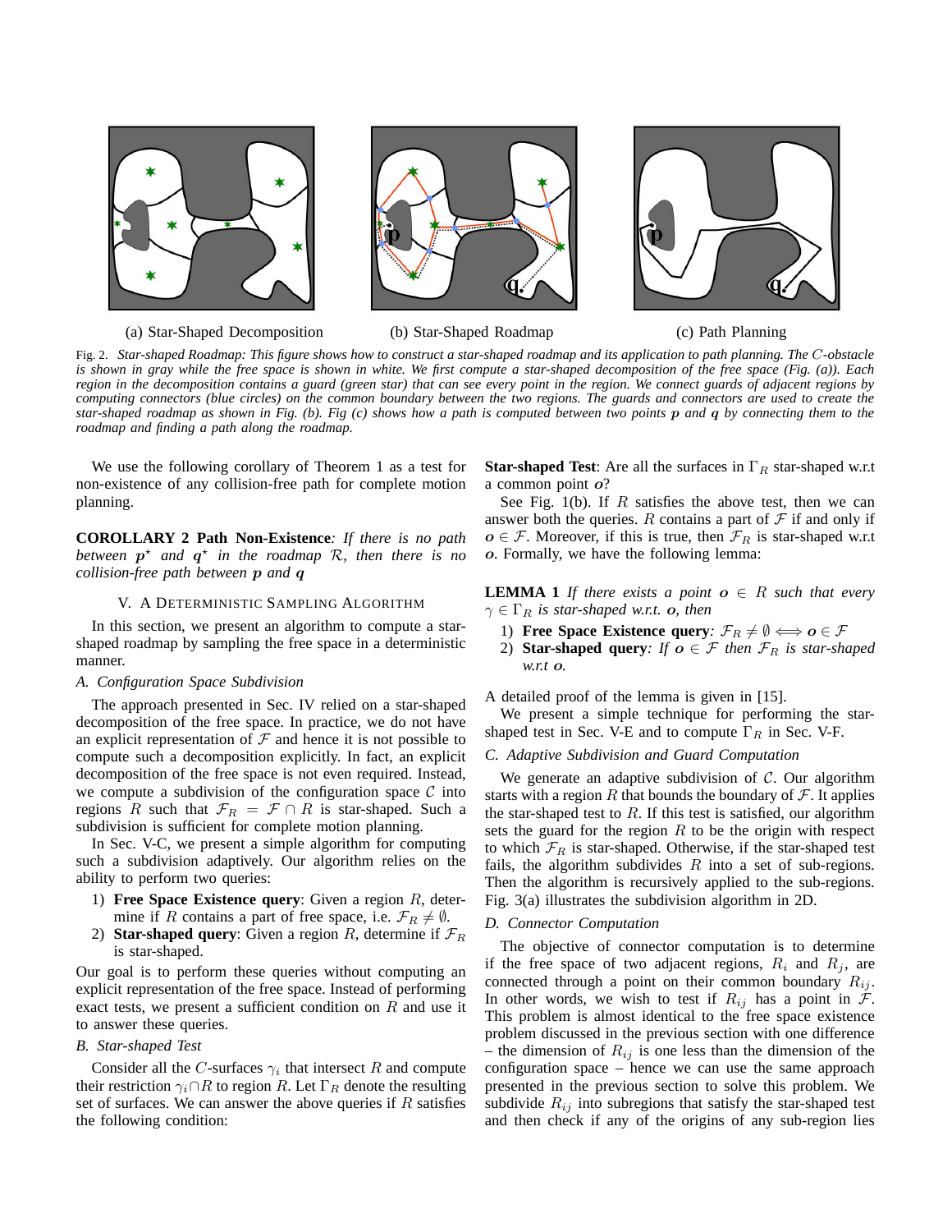(a) Star-Shaped Decomposition (b) Star-Shaped Roadmap (c) Path Planning

Fig. 2. *Star-shaped Roadmap: This figure shows how to construct a star-shaped roadmap and its application to path planning. The $C$-obstacle is shown in gray while the free space is shown in white. We first compute a star-shaped decomposition of the free space (Fig. (a)). Each region in the decomposition contains a guard (green star) that can see every point in the region. We connect guards of adjacent regions by computing connectors (blue circles) on the common boundary between the two regions. The guards and connectors are used to create the star-shaped roadmap as shown in Fig. (b). Fig (c) shows how a path is computed between two points $\boldsymbol{p}$ and $\boldsymbol{q}$ by connecting them to the roadmap and finding a path along the roadmap.*

We use the following corollary of Theorem 1 as a test for non-existence of any collision-free path for complete motion planning.

**COROLLARY 2 Path Non-Existence**: *If there is no path between $\boldsymbol{p}^\star$ and $\boldsymbol{q}^\star$ in the roadmap $\mathcal{R}$, then there is no collision-free path between $\boldsymbol{p}$ and $\boldsymbol{q}$*

## V. A Deterministic Sampling Algorithm

In this section, we present an algorithm to compute a star-shaped roadmap by sampling the free space in a deterministic manner.

### A. Configuration Space Subdivision

The approach presented in Sec. IV relied on a star-shaped decomposition of the free space. In practice, we do not have an explicit representation of $\mathcal{F}$ and hence it is not possible to compute such a decomposition explicitly. In fact, an explicit decomposition of the free space is not even required. Instead, we compute a subdivision of the configuration space $\mathcal{C}$ into regions $R$ such that $\mathcal{F}_R = \mathcal{F} \cap R$ is star-shaped. Such a subdivision is sufficient for complete motion planning.

In Sec. V-C, we present a simple algorithm for computing such a subdivision adaptively. Our algorithm relies on the ability to perform two queries:

1) **Free Space Existence query**: Given a region $R$, determine if $R$ contains a part of free space, i.e. $\mathcal{F}_R \neq \emptyset$.
2) **Star-shaped query**: Given a region $R$, determine if $\mathcal{F}_R$ is star-shaped.

Our goal is to perform these queries without computing an explicit representation of the free space. Instead of performing exact tests, we present a sufficient condition on $R$ and use it to answer these queries.

### B. Star-shaped Test

Consider all the $C$-surfaces $\gamma_i$ that intersect $R$ and compute their restriction $\gamma_i \cap R$ to region $R$. Let $\Gamma_R$ denote the resulting set of surfaces. We can answer the above queries if $R$ satisfies the following condition:

**Star-shaped Test**: Are all the surfaces in $\Gamma_R$ star-shaped w.r.t a common point $\boldsymbol{o}$?

See Fig. 1(b). If $R$ satisfies the above test, then we can answer both the queries. $R$ contains a part of $\mathcal{F}$ if and only if $\boldsymbol{o} \in \mathcal{F}$. Moreover, if this is true, then $\mathcal{F}_R$ is star-shaped w.r.t $\boldsymbol{o}$. Formally, we have the following lemma:

**LEMMA 1** *If there exists a point $\boldsymbol{o} \in R$ such that every $\gamma \in \Gamma_R$ is star-shaped w.r.t. $\boldsymbol{o}$, then*

1) **Free Space Existence query**: *$\mathcal{F}_R \neq \emptyset \iff \boldsymbol{o} \in \mathcal{F}$*
2) **Star-shaped query**: *If $\boldsymbol{o} \in \mathcal{F}$ then $\mathcal{F}_R$ is star-shaped w.r.t $\boldsymbol{o}$.*

A detailed proof of the lemma is given in [15].

We present a simple technique for performing the star-shaped test in Sec. V-E and to compute $\Gamma_R$ in Sec. V-F.

### C. Adaptive Subdivision and Guard Computation

We generate an adaptive subdivision of $\mathcal{C}$. Our algorithm starts with a region $R$ that bounds the boundary of $\mathcal{F}$. It applies the star-shaped test to $R$. If this test is satisfied, our algorithm sets the guard for the region $R$ to be the origin with respect to which $\mathcal{F}_R$ is star-shaped. Otherwise, if the star-shaped test fails, the algorithm subdivides $R$ into a set of sub-regions. Then the algorithm is recursively applied to the sub-regions. Fig. 3(a) illustrates the subdivision algorithm in 2D.

### D. Connector Computation

The objective of connector computation is to determine if the free space of two adjacent regions, $R_i$ and $R_j$, are connected through a point on their common boundary $R_{ij}$. In other words, we wish to test if $R_{ij}$ has a point in $\mathcal{F}$. This problem is almost identical to the free space existence problem discussed in the previous section with one difference – the dimension of $R_{ij}$ is one less than the dimension of the configuration space – hence we can use the same approach presented in the previous section to solve this problem. We subdivide $R_{ij}$ into subregions that satisfy the star-shaped test and then check if any of the origins of any sub-region lies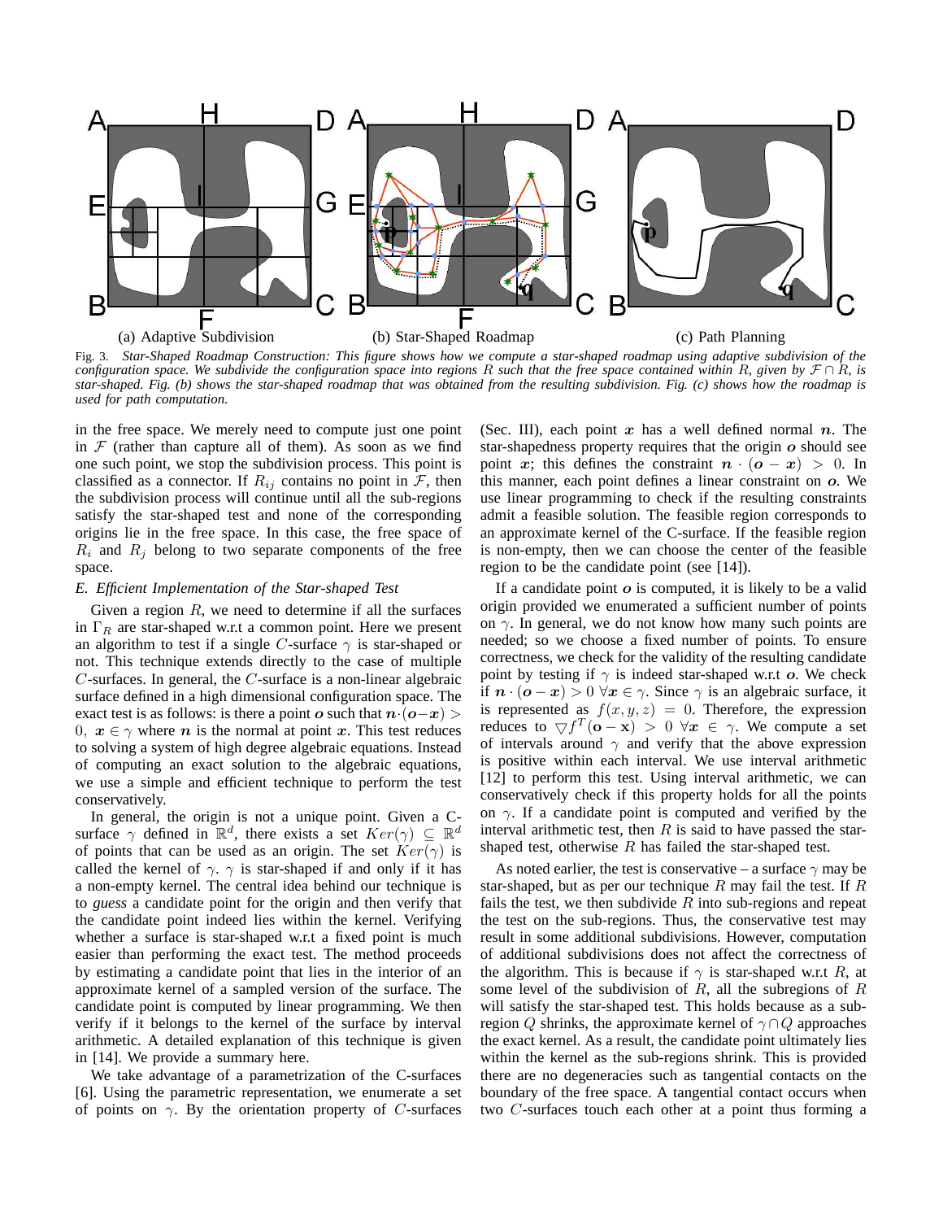(a) Adaptive Subdivision (b) Star-Shaped Roadmap (c) Path Planning

Fig. 3. *Star-Shaped Roadmap Construction: This figure shows how we compute a star-shaped roadmap using adaptive subdivision of the configuration space. We subdivide the configuration space into regions $R$ such that the free space contained within $R$, given by $\mathcal{F} \cap R$, is star-shaped. Fig. (b) shows the star-shaped roadmap that was obtained from the resulting subdivision. Fig. (c) shows how the roadmap is used for path computation.*

in the free space. We merely need to compute just one point in $\mathcal{F}$ (rather than capture all of them). As soon as we find one such point, we stop the subdivision process. This point is classified as a connector. If $R_{ij}$ contains no point in $\mathcal{F}$, then the subdivision process will continue until all the sub-regions satisfy the star-shaped test and none of the corresponding origins lie in the free space. In this case, the free space of $R_i$ and $R_j$ belong to two separate components of the free space.

### E. Efficient Implementation of the Star-shaped Test

Given a region $R$, we need to determine if all the surfaces in $\Gamma_R$ are star-shaped w.r.t a common point. Here we present an algorithm to test if a single $C$-surface $\gamma$ is star-shaped or not. This technique extends directly to the case of multiple $C$-surfaces. In general, the $C$-surface is a non-linear algebraic surface defined in a high dimensional configuration space. The exact test is as follows: is there a point $\boldsymbol{o}$ such that $\boldsymbol{n}\cdot(\boldsymbol{o}-\boldsymbol{x}) > 0,\ \boldsymbol{x} \in \gamma$ where $\boldsymbol{n}$ is the normal at point $\boldsymbol{x}$. This test reduces to solving a system of high degree algebraic equations. Instead of computing an exact solution to the algebraic equations, we use a simple and efficient technique to perform the test conservatively.

In general, the origin is not a unique point. Given a C-surface $\gamma$ defined in $\mathbb{R}^d$, there exists a set $Ker(\gamma) \subseteq \mathbb{R}^d$ of points that can be used as an origin. The set $Ker(\gamma)$ is called the kernel of $\gamma$. $\gamma$ is star-shaped if and only if it has a non-empty kernel. The central idea behind our technique is to *guess* a candidate point for the origin and then verify that the candidate point indeed lies within the kernel. Verifying whether a surface is star-shaped w.r.t a fixed point is much easier than performing the exact test. The method proceeds by estimating a candidate point that lies in the interior of an approximate kernel of a sampled version of the surface. The candidate point is computed by linear programming. We then verify if it belongs to the kernel of the surface by interval arithmetic. A detailed explanation of this technique is given in [14]. We provide a summary here.

We take advantage of a parametrization of the C-surfaces [6]. Using the parametric representation, we enumerate a set of points on $\gamma$. By the orientation property of $C$-surfaces (Sec. III), each point $\boldsymbol{x}$ has a well defined normal $\boldsymbol{n}$. The star-shapedness property requires that the origin $\boldsymbol{o}$ should see point $\boldsymbol{x}$; this defines the constraint $\boldsymbol{n}\cdot(\boldsymbol{o}-\boldsymbol{x}) > 0$. In this manner, each point defines a linear constraint on $\boldsymbol{o}$. We use linear programming to check if the resulting constraints admit a feasible solution. The feasible region corresponds to an approximate kernel of the C-surface. If the feasible region is non-empty, then we can choose the center of the feasible region to be the candidate point (see [14]).

If a candidate point $\boldsymbol{o}$ is computed, it is likely to be a valid origin provided we enumerated a sufficient number of points on $\gamma$. In general, we do not know how many such points are needed; so we choose a fixed number of points. To ensure correctness, we check for the validity of the resulting candidate point by testing if $\gamma$ is indeed star-shaped w.r.t $\boldsymbol{o}$. We check if $\boldsymbol{n}\cdot(\boldsymbol{o}-\boldsymbol{x}) > 0\ \forall \boldsymbol{x} \in \gamma$. Since $\gamma$ is an algebraic surface, it is represented as $f(x,y,z) = 0$. Therefore, the expression reduces to $\bigtriangledown f^T(\mathbf{o}-\mathbf{x}) > 0\ \forall \boldsymbol{x} \in \gamma$. We compute a set of intervals around $\gamma$ and verify that the above expression is positive within each interval. We use interval arithmetic [12] to perform this test. Using interval arithmetic, we can conservatively check if this property holds for all the points on $\gamma$. If a candidate point is computed and verified by the interval arithmetic test, then $R$ is said to have passed the star-shaped test, otherwise $R$ has failed the star-shaped test.

As noted earlier, the test is conservative – a surface $\gamma$ may be star-shaped, but as per our technique $R$ may fail the test. If $R$ fails the test, we then subdivide $R$ into sub-regions and repeat the test on the sub-regions. Thus, the conservative test may result in some additional subdivisions. However, computation of additional subdivisions does not affect the correctness of the algorithm. This is because if $\gamma$ is star-shaped w.r.t $R$, at some level of the subdivision of $R$, all the subregions of $R$ will satisfy the star-shaped test. This holds because as a sub-region $Q$ shrinks, the approximate kernel of $\gamma \cap Q$ approaches the exact kernel. As a result, the candidate point ultimately lies within the kernel as the sub-regions shrink. This is provided there are no degeneracies such as tangential contacts on the boundary of the free space. A tangential contact occurs when two $C$-surfaces touch each other at a point thus forming a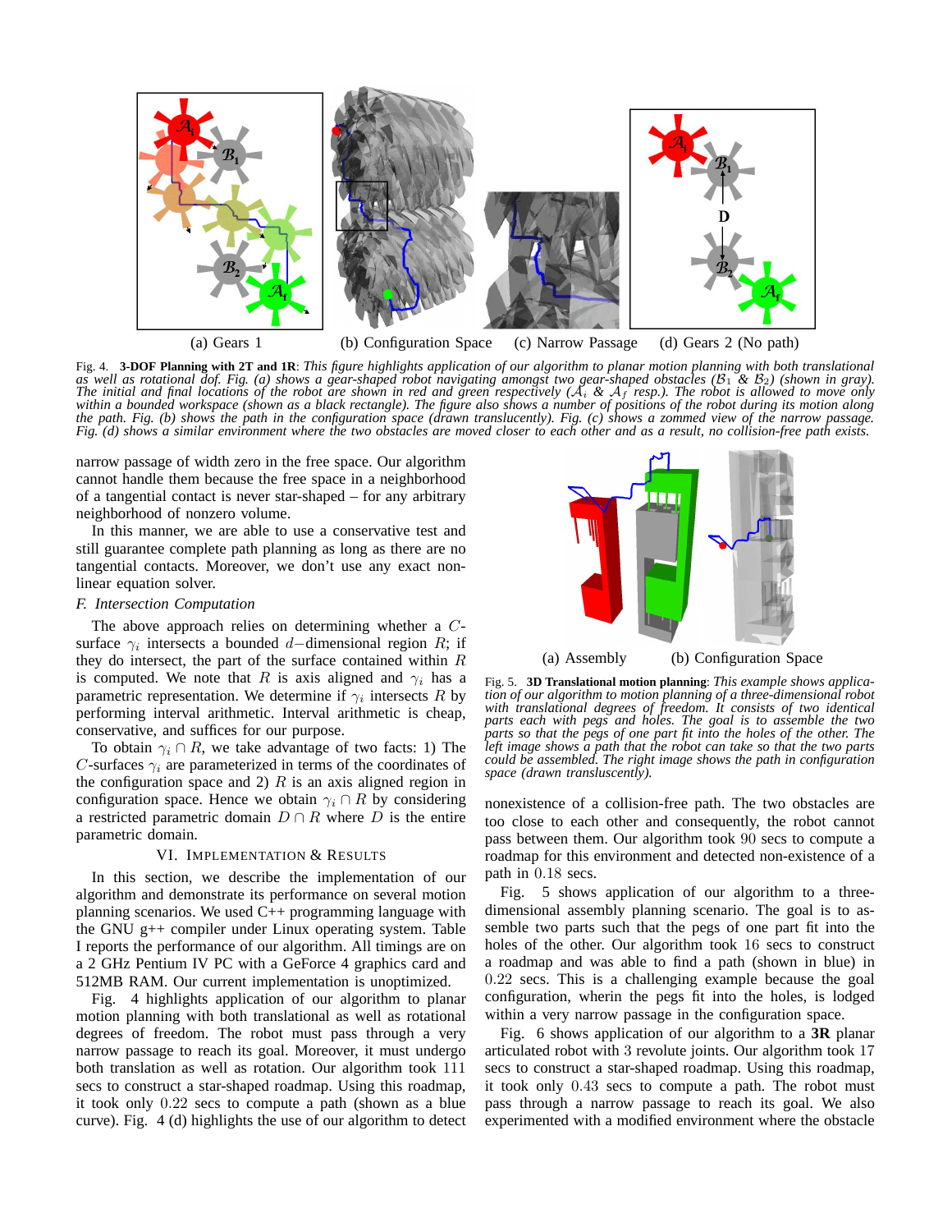(a) Gears 1 (b) Configuration Space (c) Narrow Passage (d) Gears 2 (No path)

Fig. 4. **3-DOF Planning with 2T and 1R**: *This figure highlights application of our algorithm to planar motion planning with both translational as well as rotational dof. Fig. (a) shows a gear-shaped robot navigating amongst two gear-shaped obstacles ($\mathcal{B}_1$ & $\mathcal{B}_2$) (shown in gray). The initial and final locations of the robot are shown in red and green respectively ($\mathcal{A}_i$ & $\mathcal{A}_f$ resp.). The robot is allowed to move only within a bounded workspace (shown as a black rectangle). The figure also shows a number of positions of the robot during its motion along the path. Fig. (b) shows the path in the configuration space (drawn translucently). Fig. (c) shows a zommed view of the narrow passage. Fig. (d) shows a similar environment where the two obstacles are moved closer to each other and as a result, no collision-free path exists.*

narrow passage of width zero in the free space. Our algorithm cannot handle them because the free space in a neighborhood of a tangential contact is never star-shaped – for any arbitrary neighborhood of nonzero volume.

In this manner, we are able to use a conservative test and still guarantee complete path planning as long as there are no tangential contacts. Moreover, we don't use any exact non-linear equation solver.

### F. Intersection Computation

The above approach relies on determining whether a $C$-surface $\gamma_i$ intersects a bounded $d-$dimensional region $R$; if they do intersect, the part of the surface contained within $R$ is computed. We note that $R$ is axis aligned and $\gamma_i$ has a parametric representation. We determine if $\gamma_i$ intersects $R$ by performing interval arithmetic. Interval arithmetic is cheap, conservative, and suffices for our purpose.

To obtain $\gamma_i \cap R$, we take advantage of two facts: 1) The $C$-surfaces $\gamma_i$ are parameterized in terms of the coordinates of the configuration space and 2) $R$ is an axis aligned region in configuration space. Hence we obtain $\gamma_i \cap R$ by considering a restricted parametric domain $D \cap R$ where $D$ is the entire parametric domain.

## VI. Implementation & Results

In this section, we describe the implementation of our algorithm and demonstrate its performance on several motion planning scenarios. We used C++ programming language with the GNU g++ compiler under Linux operating system. Table I reports the performance of our algorithm. All timings are on a 2 GHz Pentium IV PC with a GeForce 4 graphics card and 512MB RAM. Our current implementation is unoptimized.

Fig. 4 highlights application of our algorithm to planar motion planning with both translational as well as rotational degrees of freedom. The robot must pass through a very narrow passage to reach its goal. Moreover, it must undergo both translation as well as rotation. Our algorithm took 111 secs to construct a star-shaped roadmap. Using this roadmap, it took only 0.22 secs to compute a path (shown as a blue curve). Fig. 4 (d) highlights the use of our algorithm to detect nonexistence of a collision-free path. The two obstacles are too close to each other and consequently, the robot cannot pass between them. Our algorithm took 90 secs to compute a roadmap for this environment and detected non-existence of a path in 0.18 secs.

(a) Assembly (b) Configuration Space

Fig. 5. **3D Translational motion planning**: *This example shows application of our algorithm to motion planning of a three-dimensional robot with translational degrees of freedom. It consists of two identical parts each with pegs and holes. The goal is to assemble the two parts so that the pegs of one part fit into the holes of the other. The left image shows a path that the robot can take so that the two parts could be assembled. The right image shows the path in configuration space (drawn transluscently).*

Fig. 5 shows application of our algorithm to a three-dimensional assembly planning scenario. The goal is to assemble two parts such that the pegs of one part fit into the holes of the other. Our algorithm took 16 secs to construct a roadmap and was able to find a path (shown in blue) in 0.22 secs. This is a challenging example because the goal configuration, wherin the pegs fit into the holes, is lodged within a very narrow passage in the configuration space.

Fig. 6 shows application of our algorithm to a **3R** planar articulated robot with 3 revolute joints. Our algorithm took 17 secs to construct a star-shaped roadmap. Using this roadmap, it took only 0.43 secs to compute a path. The robot must pass through a narrow passage to reach its goal. We also experimented with a modified environment where the obstacle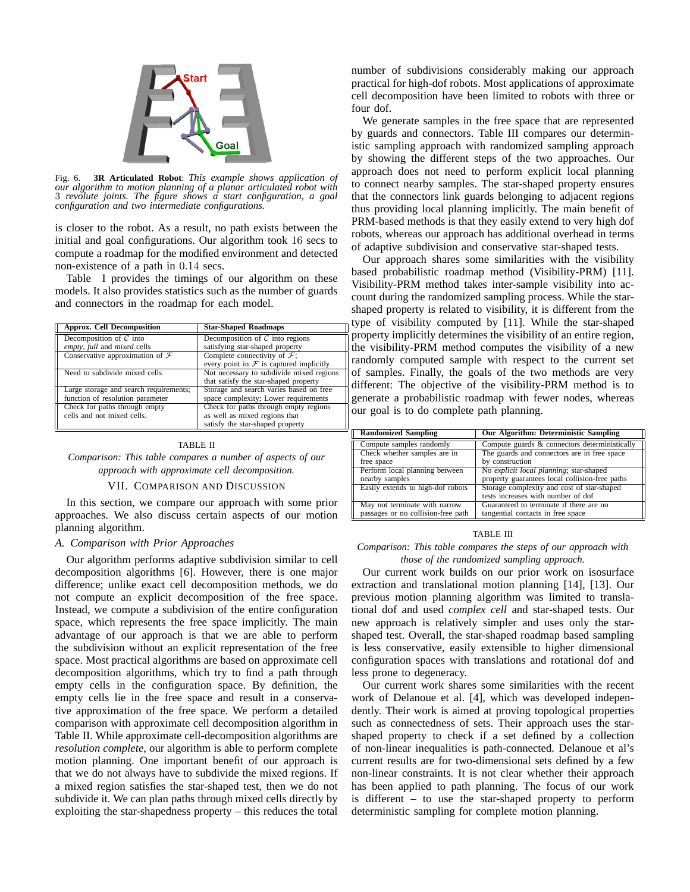Fig. 6. **3R Articulated Robot**: *This example shows application of our algorithm to motion planning of a planar articulated robot with 3 revolute joints. The figure shows a start configuration, a goal configuration and two intermediate configurations.*

is closer to the robot. As a result, no path exists between the initial and goal configurations. Our algorithm took 16 secs to compute a roadmap for the modified environment and detected non-existence of a path in 0.14 secs.

Table I provides the timings of our algorithm on these models. It also provides statistics such as the number of guards and connectors in the roadmap for each model.

| Approx. Cell Decomposition | Star-Shaped Roadmaps |
|---|---|
| Decomposition of $\mathcal{C}$ into *empty*, *full* and *mixed* cells | Decomposition of $\mathcal{C}$ into regions satisfying star-shaped property |
| Conservative approximation of $\mathcal{F}$ | Complete connectivity of $\mathcal{F}$; every point in $\mathcal{F}$ is captured implicitly |
| Need to subdivide mixed cells | Not necessary to subdivide mixed regions that satisfy the star-shaped property |
| Large storage and search requirements; function of resolution parameter | Storage and search varies based on free space complexity; Lower requirements |
| Check for paths through empty cells and not mixed cells. | Check for paths through empty regions as well as mixed regions that satisfy the star-shaped property |

TABLE II

*Comparison: This table compares a number of aspects of our approach with approximate cell decomposition.*

## VII. Comparison and Discussion

In this section, we compare our approach with some prior approaches. We also discuss certain aspects of our motion planning algorithm.

### A. Comparison with Prior Approaches

Our algorithm performs adaptive subdivision similar to cell decomposition algorithms [6]. However, there is one major difference; unlike exact cell decomposition methods, we do not compute an explicit decomposition of the free space. Instead, we compute a subdivision of the entire configuration space, which represents the free space implicitly. The main advantage of our approach is that we are able to perform the subdivision without an explicit representation of the free space. Most practical algorithms are based on approximate cell decomposition algorithms, which try to find a path through empty cells in the configuration space. By definition, the empty cells lie in the free space and result in a conservative approximation of the free space. We perform a detailed comparison with approximate cell decomposition algorithm in Table II. While approximate cell-decomposition algorithms are *resolution complete*, our algorithm is able to perform complete motion planning. One important benefit of our approach is that we do not always have to subdivide the mixed regions. If a mixed region satisfies the star-shaped test, then we do not subdivide it. We can plan paths through mixed cells directly by exploiting the star-shapedness property – this reduces the total number of subdivisions considerably making our approach practical for high-dof robots. Most applications of approximate cell decomposition have been limited to robots with three or four dof.

We generate samples in the free space that are represented by guards and connectors. Table III compares our deterministic sampling approach with randomized sampling approach by showing the different steps of the two approaches. Our approach does not need to perform explicit local planning to connect nearby samples. The star-shaped property ensures that the connectors link guards belonging to adjacent regions thus providing local planning implicitly. The main benefit of PRM-based methods is that they easily extend to very high dof robots, whereas our approach has additional overhead in terms of adaptive subdivision and conservative star-shaped tests.

Our approach shares some similarities with the visibility based probabilistic roadmap method (Visibility-PRM) [11]. Visibility-PRM method takes inter-sample visibility into account during the randomized sampling process. While the star-shaped property is related to visibility, it is different from the type of visibility computed by [11]. While the star-shaped property implicitly determines the visibility of an entire region, the visibility-PRM method computes the visibility of a new randomly computed sample with respect to the current set of samples. Finally, the goals of the two methods are very different: The objective of the visibility-PRM method is to generate a probabilistic roadmap with fewer nodes, whereas our goal is to do complete path planning.

| Randomized Sampling | Our Algorithm: Deterministic Sampling |
|---|---|
| Compute samples randomly | Compute guards & connectors deterministically |
| Check whether samples are in free space | The guards and connectors are in free space by construction |
| Perform local planning between nearby samples | No *explicit local planning*; star-shaped property guarantees local collision-free paths |
| Easily extends to high-dof robots | Storage complexity and cost of star-shaped tests increases with number of dof |
| May not terminate with narrow passages or no collision-free path | Guaranteed to terminate if there are no tangential contacts in free space |

TABLE III

*Comparison: This table compares the steps of our approach with those of the randomized sampling approach.*

Our current work builds on our prior work on isosurface extraction and translational motion planning [14], [13]. Our previous motion planning algorithm was limited to translational dof and used *complex cell* and star-shaped tests. Our new approach is relatively simpler and uses only the star-shaped test. Overall, the star-shaped roadmap based sampling is less conservative, easily extensible to higher dimensional configuration spaces with translations and rotational dof and less prone to degeneracy.

Our current work shares some similarities with the recent work of Delanoue et al. [4], which was developed independently. Their work is aimed at proving topological properties such as connectedness of sets. Their approach uses the star-shaped property to check if a set defined by a collection of non-linear inequalities is path-connected. Delanoue et al's current results are for two-dimensional sets defined by a few non-linear constraints. It is not clear whether their approach has been applied to path planning. The focus of our work is different – to use the star-shaped property to perform deterministic sampling for complete motion planning.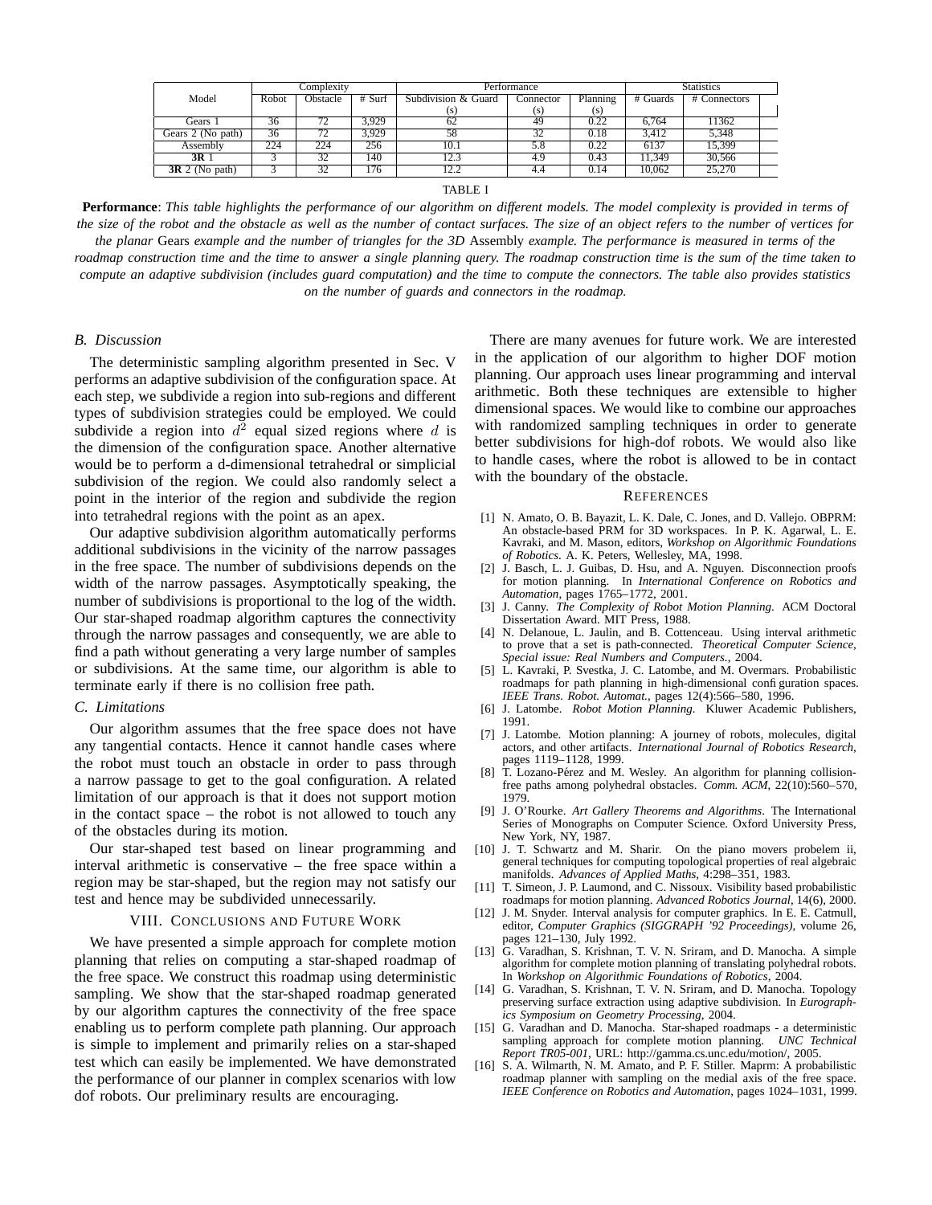| Model | Complexity | | | Performance | | | Statistics | | |
|---|---|---|---|---|---|---|---|---|---|
| | Robot | Obstacle | # Surf | Subdivision & Guard (s) | Connector (s) | Planning (s) | # Guards | # Connectors | |
| Gears 1 | 36 | 72 | 3,929 | 62 | 49 | 0.22 | 6,764 | 11362 | |
| Gears 2 (No path) | 36 | 72 | 3,929 | 58 | 32 | 0.18 | 3,412 | 5,348 | |
| Assembly | 224 | 224 | 256 | 10.1 | 5.8 | 0.22 | 6137 | 15,399 | |
| **3R** 1 | 3 | 32 | 140 | 12.3 | 4.9 | 0.43 | 11,349 | 30,566 | |
| **3R** 2 (No path) | 3 | 32 | 176 | 12.2 | 4.4 | 0.14 | 10,062 | 25,270 | |

TABLE I

**Performance**: *This table highlights the performance of our algorithm on different models. The model complexity is provided in terms of the size of the robot and the obstacle as well as the number of contact surfaces. The size of an object refers to the number of vertices for the planar* Gears *example and the number of triangles for the 3D* Assembly *example. The performance is measured in terms of the roadmap construction time and the time to answer a single planning query. The roadmap construction time is the sum of the time taken to compute an adaptive subdivision (includes guard computation) and the time to compute the connectors. The table also provides statistics on the number of guards and connectors in the roadmap.*

### B. Discussion

The deterministic sampling algorithm presented in Sec. V performs an adaptive subdivision of the configuration space. At each step, we subdivide a region into sub-regions and different types of subdivision strategies could be employed. We could subdivide a region into $d^2$ equal sized regions where $d$ is the dimension of the configuration space. Another alternative would be to perform a d-dimensional tetrahedral or simplicial subdivision of the region. We could also randomly select a point in the interior of the region and subdivide the region into tetrahedral regions with the point as an apex.

Our adaptive subdivision algorithm automatically performs additional subdivisions in the vicinity of the narrow passages in the free space. The number of subdivisions depends on the width of the narrow passages. Asymptotically speaking, the number of subdivisions is proportional to the log of the width. Our star-shaped roadmap algorithm captures the connectivity through the narrow passages and consequently, we are able to find a path without generating a very large number of samples or subdivisions. At the same time, our algorithm is able to terminate early if there is no collision free path.

### C. Limitations

Our algorithm assumes that the free space does not have any tangential contacts. Hence it cannot handle cases where the robot must touch an obstacle in order to pass through a narrow passage to get to the goal configuration. A related limitation of our approach is that it does not support motion in the contact space – the robot is not allowed to touch any of the obstacles during its motion.

Our star-shaped test based on linear programming and interval arithmetic is conservative – the free space within a region may be star-shaped, but the region may not satisfy our test and hence may be subdivided unnecessarily.

## VIII. Conclusions and Future Work

We have presented a simple approach for complete motion planning that relies on computing a star-shaped roadmap of the free space. We construct this roadmap using deterministic sampling. We show that the star-shaped roadmap generated by our algorithm captures the connectivity of the free space enabling us to perform complete path planning. Our approach is simple to implement and primarily relies on a star-shaped test which can easily be implemented. We have demonstrated the performance of our planner in complex scenarios with low dof robots. Our preliminary results are encouraging.

There are many avenues for future work. We are interested in the application of our algorithm to higher DOF motion planning. Our approach uses linear programming and interval arithmetic. Both these techniques are extensible to higher dimensional spaces. We would like to combine our approaches with randomized sampling techniques in order to generate better subdivisions for high-dof robots. We would also like to handle cases, where the robot is allowed to be in contact with the boundary of the obstacle.

## References

[1] N. Amato, O. B. Bayazit, L. K. Dale, C. Jones, and D. Vallejo. OBPRM: An obstacle-based PRM for 3D workspaces. In P. K. Agarwal, L. E. Kavraki, and M. Mason, editors, *Workshop on Algorithmic Foundations of Robotics*. A. K. Peters, Wellesley, MA, 1998.

[2] J. Basch, L. J. Guibas, D. Hsu, and A. Nguyen. Disconnection proofs for motion planning. In *International Conference on Robotics and Automation*, pages 1765–1772, 2001.

[3] J. Canny. *The Complexity of Robot Motion Planning*. ACM Doctoral Dissertation Award. MIT Press, 1988.

[4] N. Delanoue, L. Jaulin, and B. Cottenceau. Using interval arithmetic to prove that a set is path-connected. *Theoretical Computer Science, Special issue: Real Numbers and Computers.*, 2004.

[5] L. Kavraki, P. Svestka, J. C. Latombe, and M. Overmars. Probabilistic roadmaps for path planning in high-dimensional configuration spaces. *IEEE Trans. Robot. Automat.*, pages 12(4):566–580, 1996.

[6] J. Latombe. *Robot Motion Planning*. Kluwer Academic Publishers, 1991.

[7] J. Latombe. Motion planning: A journey of robots, molecules, digital actors, and other artifacts. *International Journal of Robotics Research*, pages 1119–1128, 1999.

[8] T. Lozano-Pérez and M. Wesley. An algorithm for planning collision-free paths among polyhedral obstacles. *Comm. ACM*, 22(10):560–570, 1979.

[9] J. O'Rourke. *Art Gallery Theorems and Algorithms*. The International Series of Monographs on Computer Science. Oxford University Press, New York, NY, 1987.

[10] J. T. Schwartz and M. Sharir. On the piano movers probelem ii, general techniques for computing topological properties of real algebraic manifolds. *Advances of Applied Maths*, 4:298–351, 1983.

[11] T. Simeon, J. P. Laumond, and C. Nissoux. Visibility based probabilistic roadmaps for motion planning. *Advanced Robotics Journal*, 14(6), 2000.

[12] J. M. Snyder. Interval analysis for computer graphics. In E. E. Catmull, editor, *Computer Graphics (SIGGRAPH '92 Proceedings)*, volume 26, pages 121–130, July 1992.

[13] G. Varadhan, S. Krishnan, T. V. N. Sriram, and D. Manocha. A simple algorithm for complete motion planning of translating polyhedral robots. In *Workshop on Algorithmic Foundations of Robotics*, 2004.

[14] G. Varadhan, S. Krishnan, T. V. N. Sriram, and D. Manocha. Topology preserving surface extraction using adaptive subdivision. In *Eurographics Symposium on Geometry Processing*, 2004.

[15] G. Varadhan and D. Manocha. Star-shaped roadmaps - a deterministic sampling approach for complete motion planning. *UNC Technical Report TR05-001*, URL: http://gamma.cs.unc.edu/motion/, 2005.

[16] S. A. Wilmarth, N. M. Amato, and P. F. Stiller. Maprm: A probabilistic roadmap planner with sampling on the medial axis of the free space. *IEEE Conference on Robotics and Automation*, pages 1024–1031, 1999.